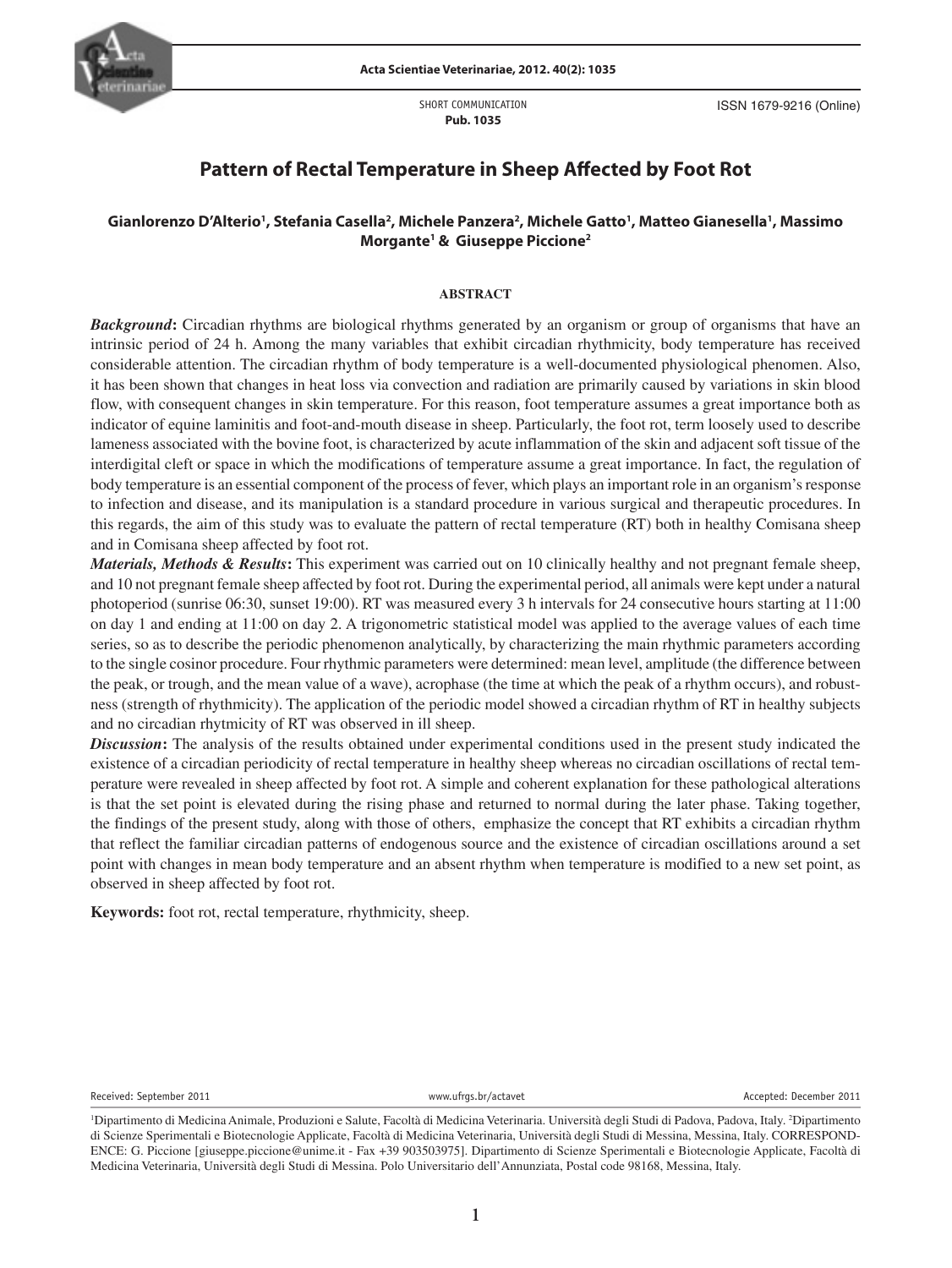SHORT COMMUNICATION
**Pub. 1035**

ISSN 1679-9216 (Online)

# Pattern of Rectal Temperature in Sheep Affected by Foot Rot

**Gianlorenzo D'Alterio[1], Stefania Casella[2], Michele Panzera[2], Michele Gatto[1], Matteo Gianesella[1], Massimo Morgante[1] & Giuseppe Piccione[2]**

## ABSTRACT

***Background*:** Circadian rhythms are biological rhythms generated by an organism or group of organisms that have an intrinsic period of 24 h. Among the many variables that exhibit circadian rhythmicity, body temperature has received considerable attention. The circadian rhythm of body temperature is a well-documented physiological phenomen. Also, it has been shown that changes in heat loss via convection and radiation are primarily caused by variations in skin blood flow, with consequent changes in skin temperature. For this reason, foot temperature assumes a great importance both as indicator of equine laminitis and foot-and-mouth disease in sheep. Particularly, the foot rot, term loosely used to describe lameness associated with the bovine foot, is characterized by acute inflammation of the skin and adjacent soft tissue of the interdigital cleft or space in which the modifications of temperature assume a great importance. In fact, the regulation of body temperature is an essential component of the process of fever, which plays an important role in an organism's response to infection and disease, and its manipulation is a standard procedure in various surgical and therapeutic procedures. In this regards, the aim of this study was to evaluate the pattern of rectal temperature (RT) both in healthy Comisana sheep and in Comisana sheep affected by foot rot.

***Materials, Methods & Results*:** This experiment was carried out on 10 clinically healthy and not pregnant female sheep, and 10 not pregnant female sheep affected by foot rot. During the experimental period, all animals were kept under a natural photoperiod (sunrise 06:30, sunset 19:00). RT was measured every 3 h intervals for 24 consecutive hours starting at 11:00 on day 1 and ending at 11:00 on day 2. A trigonometric statistical model was applied to the average values of each time series, so as to describe the periodic phenomenon analytically, by characterizing the main rhythmic parameters according to the single cosinor procedure. Four rhythmic parameters were determined: mean level, amplitude (the difference between the peak, or trough, and the mean value of a wave), acrophase (the time at which the peak of a rhythm occurs), and robustness (strength of rhythmicity). The application of the periodic model showed a circadian rhythm of RT in healthy subjects and no circadian rhytmicity of RT was observed in ill sheep.

***Discussion*:** The analysis of the results obtained under experimental conditions used in the present study indicated the existence of a circadian periodicity of rectal temperature in healthy sheep whereas no circadian oscillations of rectal temperature were revealed in sheep affected by foot rot. A simple and coherent explanation for these pathological alterations is that the set point is elevated during the rising phase and returned to normal during the later phase. Taking together, the findings of the present study, along with those of others, emphasize the concept that RT exhibits a circadian rhythm that reflect the familiar circadian patterns of endogenous source and the existence of circadian oscillations around a set point with changes in mean body temperature and an absent rhythm when temperature is modified to a new set point, as observed in sheep affected by foot rot.

**Keywords:** foot rot, rectal temperature, rhythmicity, sheep.

Received: September 2011 www.ufrgs.br/actavet Accepted: December 2011

[1]Dipartimento di Medicina Animale, Produzioni e Salute, Facoltà di Medicina Veterinaria. Università degli Studi di Padova, Padova, Italy. [2]Dipartimento di Scienze Sperimentali e Biotecnologie Applicate, Facoltà di Medicina Veterinaria, Università degli Studi di Messina, Messina, Italy. CORRESPONDENCE: G. Piccione [giuseppe.piccione@unime.it - Fax +39 903503975]. Dipartimento di Scienze Sperimentali e Biotecnologie Applicate, Facoltà di Medicina Veterinaria, Università degli Studi di Messina. Polo Universitario dell'Annunziata, Postal code 98168, Messina, Italy.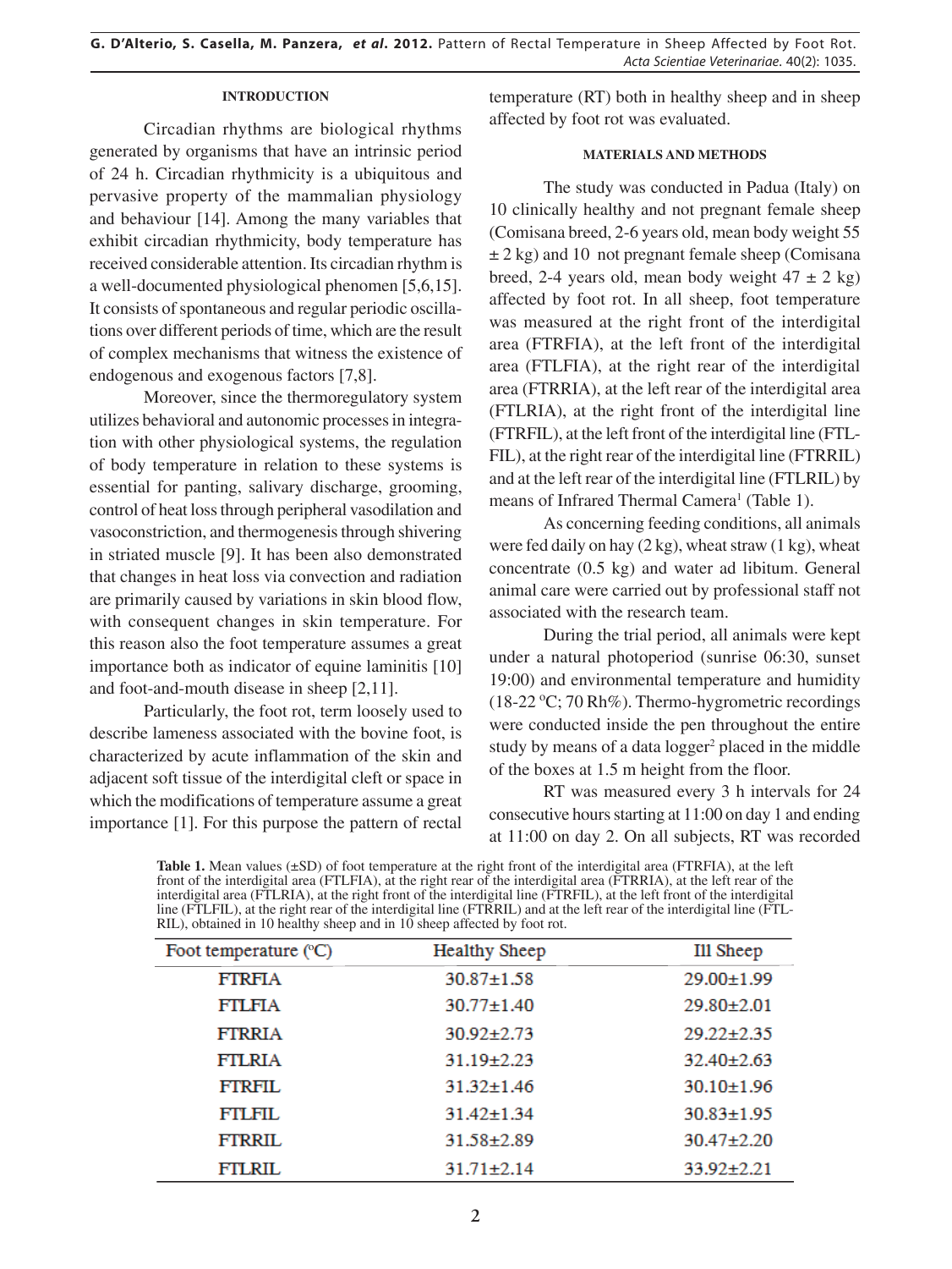## INTRODUCTION

Circadian rhythms are biological rhythms generated by organisms that have an intrinsic period of 24 h. Circadian rhythmicity is a ubiquitous and pervasive property of the mammalian physiology and behaviour [14]. Among the many variables that exhibit circadian rhythmicity, body temperature has received considerable attention. Its circadian rhythm is a well-documented physiological phenomen [5,6,15]. It consists of spontaneous and regular periodic oscillations over different periods of time, which are the result of complex mechanisms that witness the existence of endogenous and exogenous factors [7,8].

Moreover, since the thermoregulatory system utilizes behavioral and autonomic processes in integration with other physiological systems, the regulation of body temperature in relation to these systems is essential for panting, salivary discharge, grooming, control of heat loss through peripheral vasodilation and vasoconstriction, and thermogenesis through shivering in striated muscle [9]. It has been also demonstrated that changes in heat loss via convection and radiation are primarily caused by variations in skin blood flow, with consequent changes in skin temperature. For this reason also the foot temperature assumes a great importance both as indicator of equine laminitis [10] and foot-and-mouth disease in sheep [2,11].

Particularly, the foot rot, term loosely used to describe lameness associated with the bovine foot, is characterized by acute inflammation of the skin and adjacent soft tissue of the interdigital cleft or space in which the modifications of temperature assume a great importance [1]. For this purpose the pattern of rectal temperature (RT) both in healthy sheep and in sheep affected by foot rot was evaluated.

## MATERIALS AND METHODS

The study was conducted in Padua (Italy) on 10 clinically healthy and not pregnant female sheep (Comisana breed, 2-6 years old, mean body weight 55 ± 2 kg) and 10 not pregnant female sheep (Comisana breed, 2-4 years old, mean body weight 47 ± 2 kg) affected by foot rot. In all sheep, foot temperature was measured at the right front of the interdigital area (FTRFIA), at the left front of the interdigital area (FTLFIA), at the right rear of the interdigital area (FTRRIA), at the left rear of the interdigital area (FTLRIA), at the right front of the interdigital line (FTRFIL), at the left front of the interdigital line (FTLFIL), at the right rear of the interdigital line (FTRRIL) and at the left rear of the interdigital line (FTLRIL) by means of Infrared Thermal Camera[1] (Table 1).

As concerning feeding conditions, all animals were fed daily on hay (2 kg), wheat straw (1 kg), wheat concentrate (0.5 kg) and water ad libitum. General animal care were carried out by professional staff not associated with the research team.

During the trial period, all animals were kept under a natural photoperiod (sunrise 06:30, sunset 19:00) and environmental temperature and humidity (18-22 ºC; 70 Rh%). Thermo-hygrometric recordings were conducted inside the pen throughout the entire study by means of a data logger[2] placed in the middle of the boxes at 1.5 m height from the floor.

RT was measured every 3 h intervals for 24 consecutive hours starting at 11:00 on day 1 and ending at 11:00 on day 2. On all subjects, RT was recorded

**Table 1.** Mean values (±SD) of foot temperature at the right front of the interdigital area (FTRFIA), at the left front of the interdigital area (FTLFIA), at the right rear of the interdigital area (FTRRIA), at the left rear of the interdigital area (FTLRIA), at the right front of the interdigital line (FTRFIL), at the left front of the interdigital line (FTLFIL), at the right rear of the interdigital line (FTRRIL) and at the left rear of the interdigital line (FTLRIL), obtained in 10 healthy sheep and in 10 sheep affected by foot rot.

| Foot temperature (ºC) | Healthy Sheep | Ill Sheep |
|---|---|---|
| FTRFIA | 30.87±1.58 | 29.00±1.99 |
| FTLFIA | 30.77±1.40 | 29.80±2.01 |
| FTRRIA | 30.92±2.73 | 29.22±2.35 |
| FTLRIA | 31.19±2.23 | 32.40±2.63 |
| FTRFIL | 31.32±1.46 | 30.10±1.96 |
| FTLFIL | 31.42±1.34 | 30.83±1.95 |
| FTRRIL | 31.58±2.89 | 30.47±2.20 |
| FTLRIL | 31.71±2.14 | 33.92±2.21 |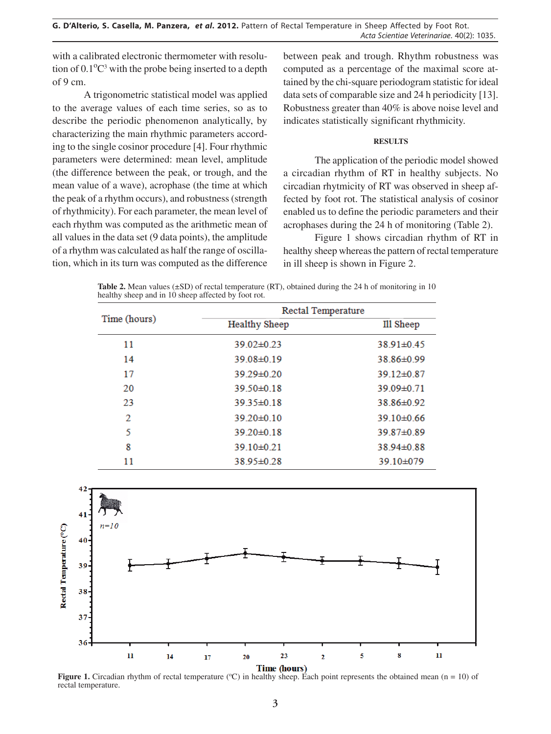with a calibrated electronic thermometer with resolution of 0.1°C[3] with the probe being inserted to a depth of 9 cm.

A trigonometric statistical model was applied to the average values of each time series, so as to describe the periodic phenomenon analytically, by characterizing the main rhythmic parameters according to the single cosinor procedure [4]. Four rhythmic parameters were determined: mean level, amplitude (the difference between the peak, or trough, and the mean value of a wave), acrophase (the time at which the peak of a rhythm occurs), and robustness (strength of rhythmicity). For each parameter, the mean level of each rhythm was computed as the arithmetic mean of all values in the data set (9 data points), the amplitude of a rhythm was calculated as half the range of oscillation, which in its turn was computed as the difference between peak and trough. Rhythm robustness was computed as a percentage of the maximal score attained by the chi-square periodogram statistic for ideal data sets of comparable size and 24 h periodicity [13]. Robustness greater than 40% is above noise level and indicates statistically significant rhythmicity.

## RESULTS

The application of the periodic model showed a circadian rhythm of RT in healthy subjects. No circadian rhytmicity of RT was observed in sheep affected by foot rot. The statistical analysis of cosinor enabled us to define the periodic parameters and their acrophases during the 24 h of monitoring (Table 2).

Figure 1 shows circadian rhythm of RT in healthy sheep whereas the pattern of rectal temperature in ill sheep is shown in Figure 2.

**Table 2.** Mean values (±SD) of rectal temperature (RT), obtained during the 24 h of monitoring in 10 healthy sheep and in 10 sheep affected by foot rot.

| Time (hours) | Rectal Temperature | |
|---|---|---|
| | Healthy Sheep | Ill Sheep |
| 11 | 39.02±0.23 | 38.91±0.45 |
| 14 | 39.08±0.19 | 38.86±0.99 |
| 17 | 39.29±0.20 | 39.12±0.87 |
| 20 | 39.50±0.18 | 39.09±0.71 |
| 23 | 39.35±0.18 | 38.86±0.92 |
| 2 | 39.20±0.10 | 39.10±0.66 |
| 5 | 39.20±0.18 | 39.87±0.89 |
| 8 | 39.10±0.21 | 38.94±0.88 |
| 11 | 38.95±0.28 | 39.10±079 |

**Figure 1.** Circadian rhythm of rectal temperature (°C) in healthy sheep. Each point represents the obtained mean (n = 10) of rectal temperature.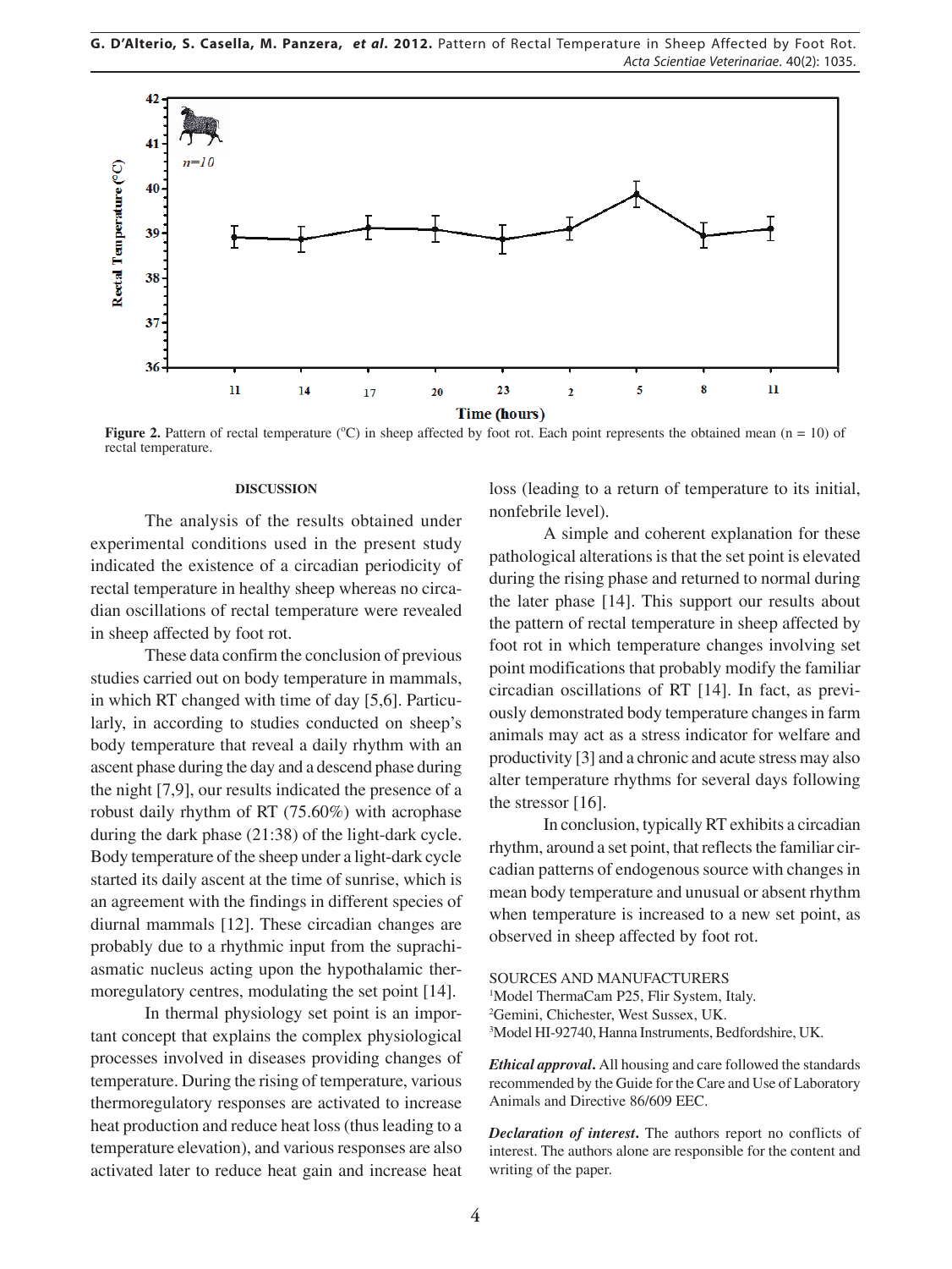**Figure 2.** Pattern of rectal temperature (ºC) in sheep affected by foot rot. Each point represents the obtained mean (n = 10) of rectal temperature.

## DISCUSSION

The analysis of the results obtained under experimental conditions used in the present study indicated the existence of a circadian periodicity of rectal temperature in healthy sheep whereas no circadian oscillations of rectal temperature were revealed in sheep affected by foot rot.

These data confirm the conclusion of previous studies carried out on body temperature in mammals, in which RT changed with time of day [5,6]. Particularly, in according to studies conducted on sheep's body temperature that reveal a daily rhythm with an ascent phase during the day and a descend phase during the night [7,9], our results indicated the presence of a robust daily rhythm of RT (75.60%) with acrophase during the dark phase (21:38) of the light-dark cycle. Body temperature of the sheep under a light-dark cycle started its daily ascent at the time of sunrise, which is an agreement with the findings in different species of diurnal mammals [12]. These circadian changes are probably due to a rhythmic input from the suprachiasmatic nucleus acting upon the hypothalamic thermoregulatory centres, modulating the set point [14].

In thermal physiology set point is an important concept that explains the complex physiological processes involved in diseases providing changes of temperature. During the rising of temperature, various thermoregulatory responses are activated to increase heat production and reduce heat loss (thus leading to a temperature elevation), and various responses are also activated later to reduce heat gain and increase heat loss (leading to a return of temperature to its initial, nonfebrile level).

A simple and coherent explanation for these pathological alterations is that the set point is elevated during the rising phase and returned to normal during the later phase [14]. This support our results about the pattern of rectal temperature in sheep affected by foot rot in which temperature changes involving set point modifications that probably modify the familiar circadian oscillations of RT [14]. In fact, as previously demonstrated body temperature changes in farm animals may act as a stress indicator for welfare and productivity [3] and a chronic and acute stress may also alter temperature rhythms for several days following the stressor [16].

In conclusion, typically RT exhibits a circadian rhythm, around a set point, that reflects the familiar circadian patterns of endogenous source with changes in mean body temperature and unusual or absent rhythm when temperature is increased to a new set point, as observed in sheep affected by foot rot.

SOURCES AND MANUFACTURERS

[1]Model ThermaCam P25, Flir System, Italy.

[2]Gemini, Chichester, West Sussex, UK.

[3]Model HI-92740, Hanna Instruments, Bedfordshire, UK.

***Ethical approval***. All housing and care followed the standards recommended by the Guide for the Care and Use of Laboratory Animals and Directive 86/609 EEC.

***Declaration of interest***. The authors report no conflicts of interest. The authors alone are responsible for the content and writing of the paper.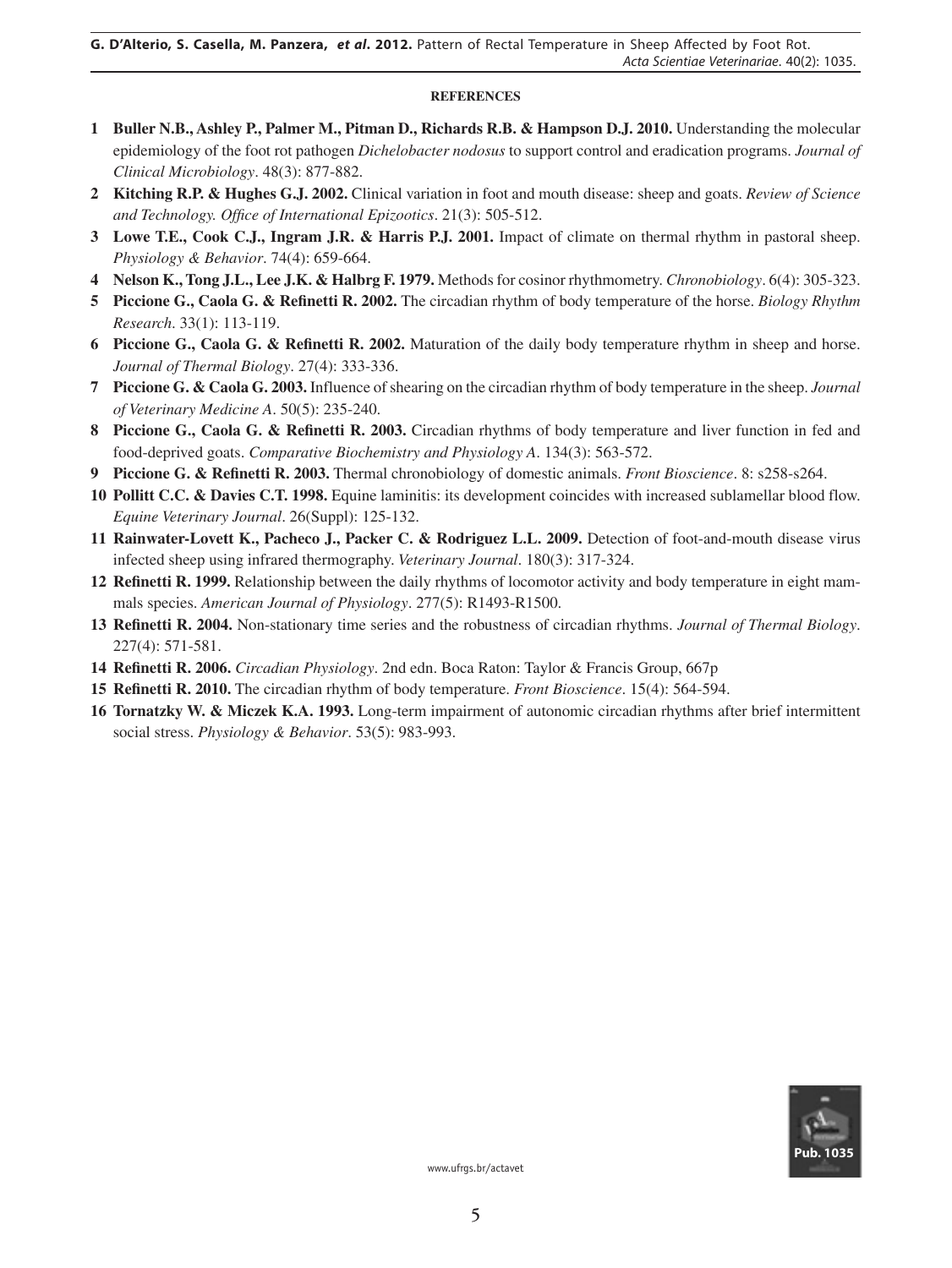**REFERENCES**

1 **Buller N.B., Ashley P., Palmer M., Pitman D., Richards R.B. & Hampson D.J. 2010.** Understanding the molecular epidemiology of the foot rot pathogen *Dichelobacter nodosus* to support control and eradication programs. *Journal of Clinical Microbiology*. 48(3): 877-882.

2 **Kitching R.P. & Hughes G.J. 2002.** Clinical variation in foot and mouth disease: sheep and goats. *Review of Science and Technology. Office of International Epizootics*. 21(3): 505-512.

3 **Lowe T.E., Cook C.J., Ingram J.R. & Harris P.J. 2001.** Impact of climate on thermal rhythm in pastoral sheep. *Physiology & Behavior*. 74(4): 659-664.

4 **Nelson K., Tong J.L., Lee J.K. & Halbrg F. 1979.** Methods for cosinor rhythmometry. *Chronobiology*. 6(4): 305-323.

5 **Piccione G., Caola G. & Refinetti R. 2002.** The circadian rhythm of body temperature of the horse. *Biology Rhythm Research*. 33(1): 113-119.

6 **Piccione G., Caola G. & Refinetti R. 2002.** Maturation of the daily body temperature rhythm in sheep and horse. *Journal of Thermal Biology*. 27(4): 333-336.

7 **Piccione G. & Caola G. 2003.** Influence of shearing on the circadian rhythm of body temperature in the sheep. *Journal of Veterinary Medicine A*. 50(5): 235-240.

8 **Piccione G., Caola G. & Refinetti R. 2003.** Circadian rhythms of body temperature and liver function in fed and food-deprived goats. *Comparative Biochemistry and Physiology A*. 134(3): 563-572.

9 **Piccione G. & Refinetti R. 2003.** Thermal chronobiology of domestic animals. *Front Bioscience*. 8: s258-s264.

10 **Pollitt C.C. & Davies C.T. 1998.** Equine laminitis: its development coincides with increased sublamellar blood flow. *Equine Veterinary Journal*. 26(Suppl): 125-132.

11 **Rainwater-Lovett K., Pacheco J., Packer C. & Rodriguez L.L. 2009.** Detection of foot-and-mouth disease virus infected sheep using infrared thermography. *Veterinary Journal*. 180(3): 317-324.

12 **Refinetti R. 1999.** Relationship between the daily rhythms of locomotor activity and body temperature in eight mammals species. *American Journal of Physiology*. 277(5): R1493-R1500.

13 **Refinetti R. 2004.** Non-stationary time series and the robustness of circadian rhythms. *Journal of Thermal Biology*. 227(4): 571-581.

14 **Refinetti R. 2006.** *Circadian Physiology*. 2nd edn. Boca Raton: Taylor & Francis Group, 667p

15 **Refinetti R. 2010.** The circadian rhythm of body temperature. *Front Bioscience*. 15(4): 564-594.

16 **Tornatzky W. & Miczek K.A. 1993.** Long-term impairment of autonomic circadian rhythms after brief intermittent social stress. *Physiology & Behavior*. 53(5): 983-993.